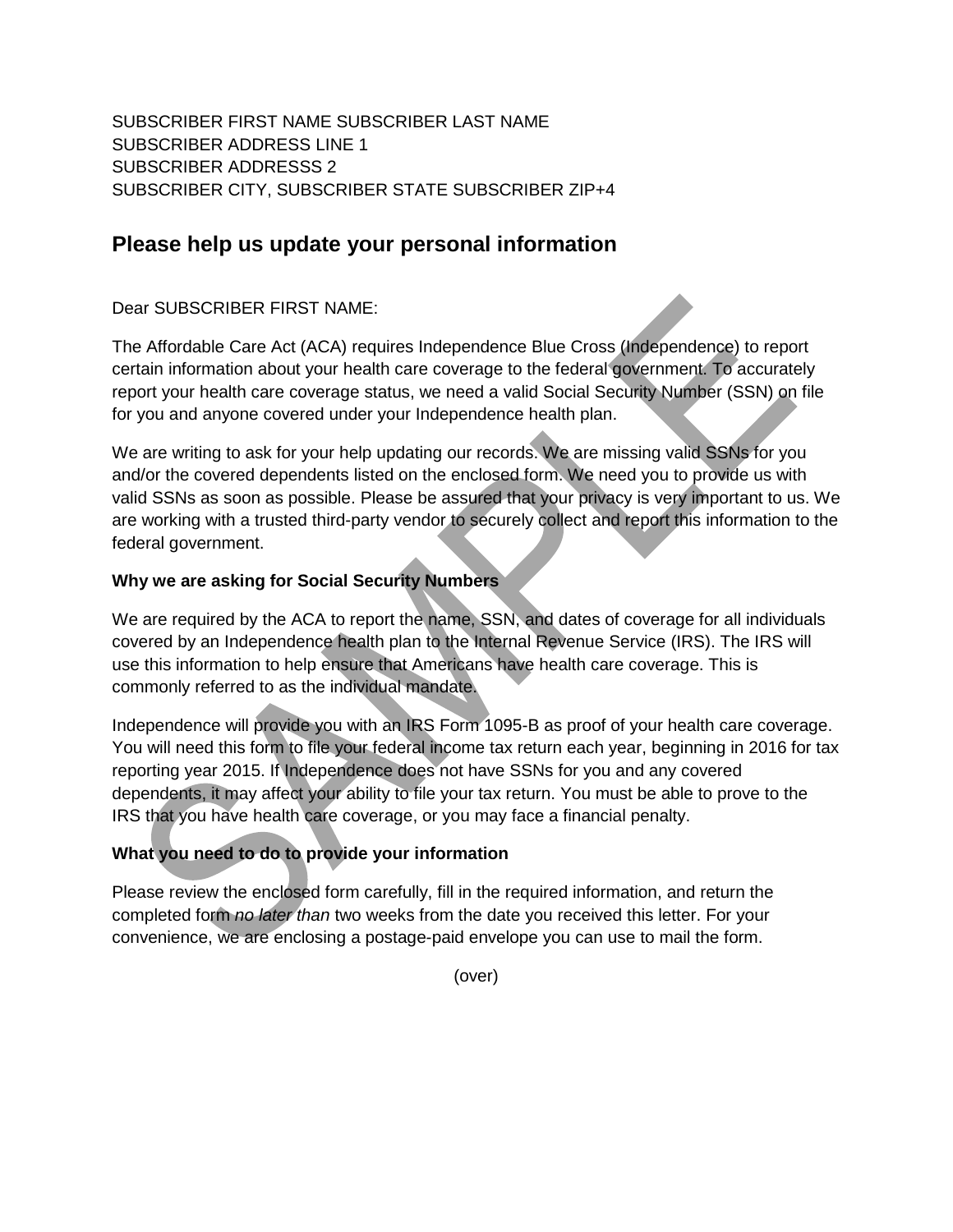SUBSCRIBER FIRST NAME SUBSCRIBER LAST NAME
SUBSCRIBER ADDRESS LINE 1
SUBSCRIBER ADDRESSS 2
SUBSCRIBER CITY, SUBSCRIBER STATE SUBSCRIBER ZIP+4

## Please help us update your personal information

Dear SUBSCRIBER FIRST NAME:

The Affordable Care Act (ACA) requires Independence Blue Cross (Independence) to report certain information about your health care coverage to the federal government. To accurately report your health care coverage status, we need a valid Social Security Number (SSN) on file for you and anyone covered under your Independence health plan.

We are writing to ask for your help updating our records. We are missing valid SSNs for you and/or the covered dependents listed on the enclosed form. We need you to provide us with valid SSNs as soon as possible. Please be assured that your privacy is very important to us. We are working with a trusted third-party vendor to securely collect and report this information to the federal government.

**Why we are asking for Social Security Numbers**

We are required by the ACA to report the name, SSN, and dates of coverage for all individuals covered by an Independence health plan to the Internal Revenue Service (IRS). The IRS will use this information to help ensure that Americans have health care coverage. This is commonly referred to as the individual mandate.

Independence will provide you with an IRS Form 1095-B as proof of your health care coverage. You will need this form to file your federal income tax return each year, beginning in 2016 for tax reporting year 2015. If Independence does not have SSNs for you and any covered dependents, it may affect your ability to file your tax return. You must be able to prove to the IRS that you have health care coverage, or you may face a financial penalty.

**What you need to do to provide your information**

Please review the enclosed form carefully, fill in the required information, and return the completed form *no later than* two weeks from the date you received this letter. For your convenience, we are enclosing a postage-paid envelope you can use to mail the form.

(over)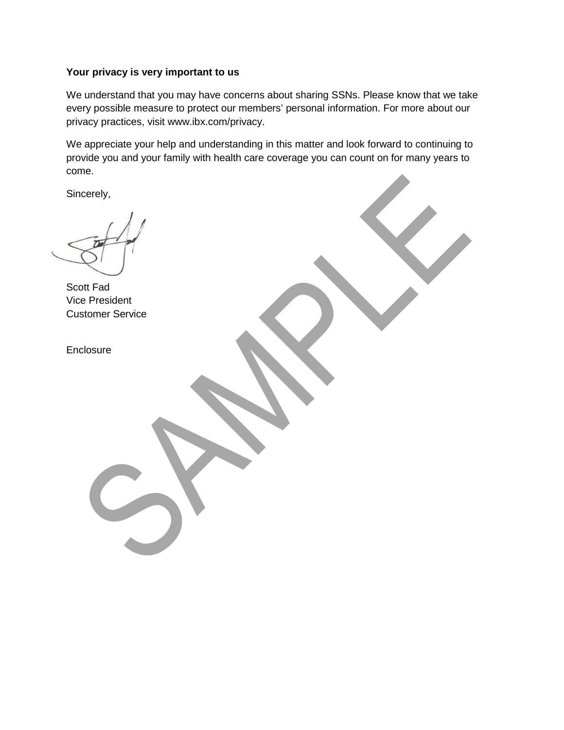**Your privacy is very important to us**

We understand that you may have concerns about sharing SSNs. Please know that we take every possible measure to protect our members' personal information. For more about our privacy practices, visit www.ibx.com/privacy.

We appreciate your help and understanding in this matter and look forward to continuing to provide you and your family with health care coverage you can count on for many years to come.

Sincerely,

Scott Fad
Vice President
Customer Service

Enclosure

SAMPLE